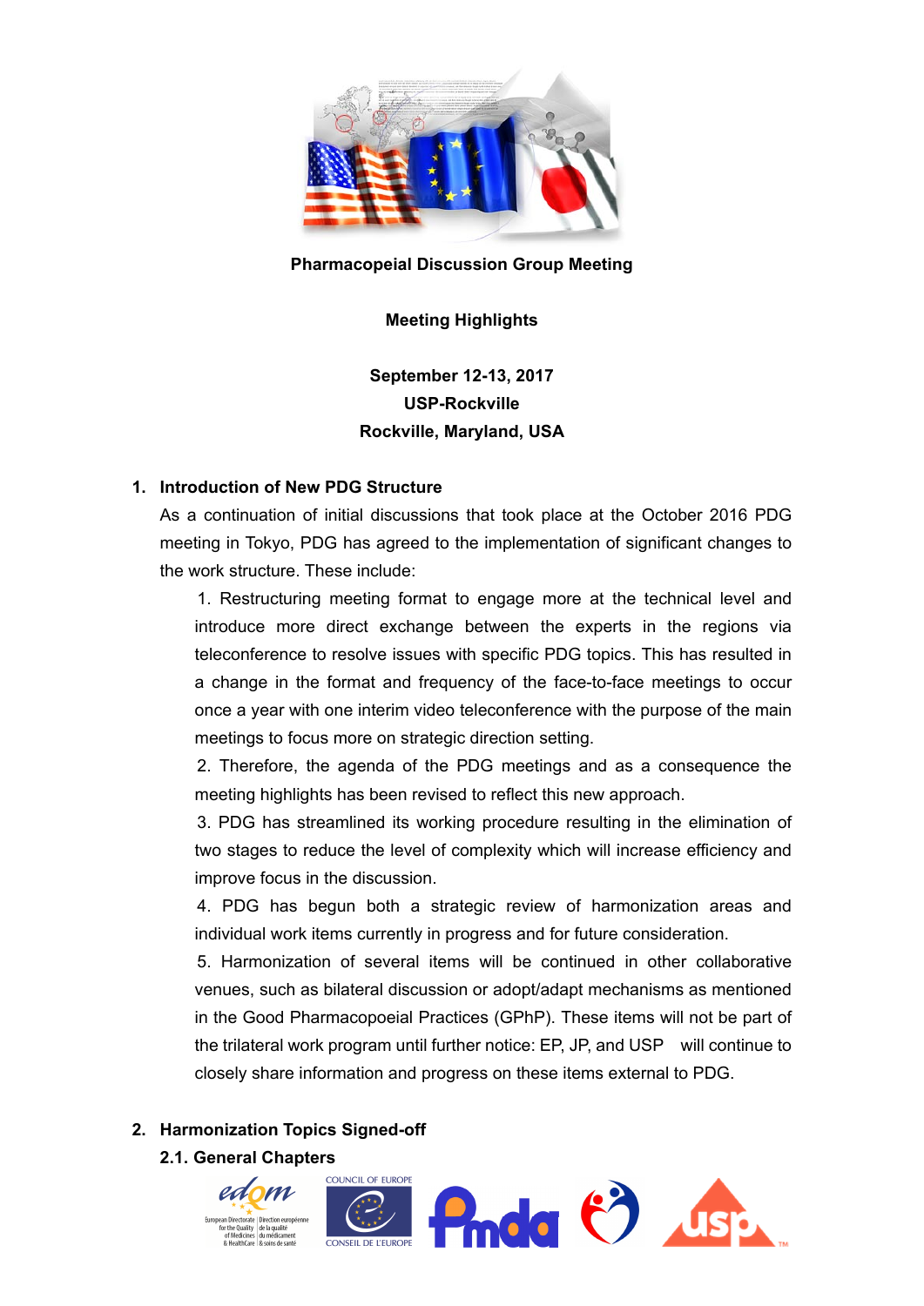**Pharmacopeial Discussion Group Meeting**

**Meeting Highlights**

**September 12-13, 2017**
**USP-Rockville**
**Rockville, Maryland, USA**

## 1. Introduction of New PDG Structure

As a continuation of initial discussions that took place at the October 2016 PDG meeting in Tokyo, PDG has agreed to the implementation of significant changes to the work structure. These include:

1. Restructuring meeting format to engage more at the technical level and introduce more direct exchange between the experts in the regions via teleconference to resolve issues with specific PDG topics. This has resulted in a change in the format and frequency of the face-to-face meetings to occur once a year with one interim video teleconference with the purpose of the main meetings to focus more on strategic direction setting.
2. Therefore, the agenda of the PDG meetings and as a consequence the meeting highlights has been revised to reflect this new approach.
3. PDG has streamlined its working procedure resulting in the elimination of two stages to reduce the level of complexity which will increase efficiency and improve focus in the discussion.
4. PDG has begun both a strategic review of harmonization areas and individual work items currently in progress and for future consideration.
5. Harmonization of several items will be continued in other collaborative venues, such as bilateral discussion or adopt/adapt mechanisms as mentioned in the Good Pharmacopoeial Practices (GPhP). These items will not be part of the trilateral work program until further notice: EP, JP, and USP will continue to closely share information and progress on these items external to PDG.

## 2. Harmonization Topics Signed-off

### 2.1. General Chapters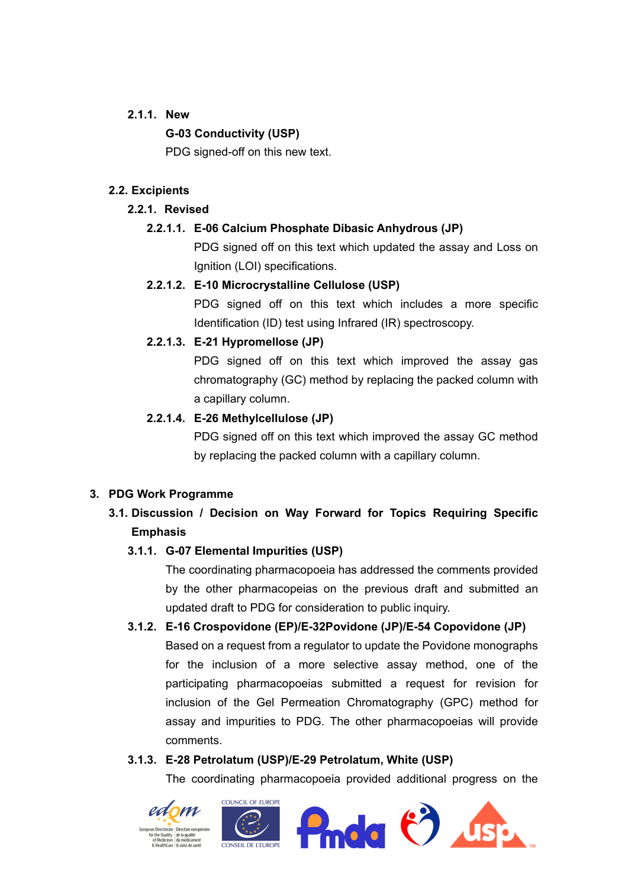#### 2.1.1. New

**G-03 Conductivity (USP)**

PDG signed-off on this new text.

### 2.2. Excipients

#### 2.2.1. Revised

##### 2.2.1.1. E-06 Calcium Phosphate Dibasic Anhydrous (JP)

PDG signed off on this text which updated the assay and Loss on Ignition (LOI) specifications.

##### 2.2.1.2. E-10 Microcrystalline Cellulose (USP)

PDG signed off on this text which includes a more specific Identification (ID) test using Infrared (IR) spectroscopy.

##### 2.2.1.3. E-21 Hypromellose (JP)

PDG signed off on this text which improved the assay gas chromatography (GC) method by replacing the packed column with a capillary column.

##### 2.2.1.4. E-26 Methylcellulose (JP)

PDG signed off on this text which improved the assay GC method by replacing the packed column with a capillary column.

## 3. PDG Work Programme

### 3.1. Discussion / Decision on Way Forward for Topics Requiring Specific Emphasis

#### 3.1.1. G-07 Elemental Impurities (USP)

The coordinating pharmacopoeia has addressed the comments provided by the other pharmacopeias on the previous draft and submitted an updated draft to PDG for consideration to public inquiry.

#### 3.1.2. E-16 Crospovidone (EP)/E-32Povidone (JP)/E-54 Copovidone (JP)

Based on a request from a regulator to update the Povidone monographs for the inclusion of a more selective assay method, one of the participating pharmacopoeias submitted a request for revision for inclusion of the Gel Permeation Chromatography (GPC) method for assay and impurities to PDG. The other pharmacopoeias will provide comments.

#### 3.1.3. E-28 Petrolatum (USP)/E-29 Petrolatum, White (USP)

The coordinating pharmacopoeia provided additional progress on the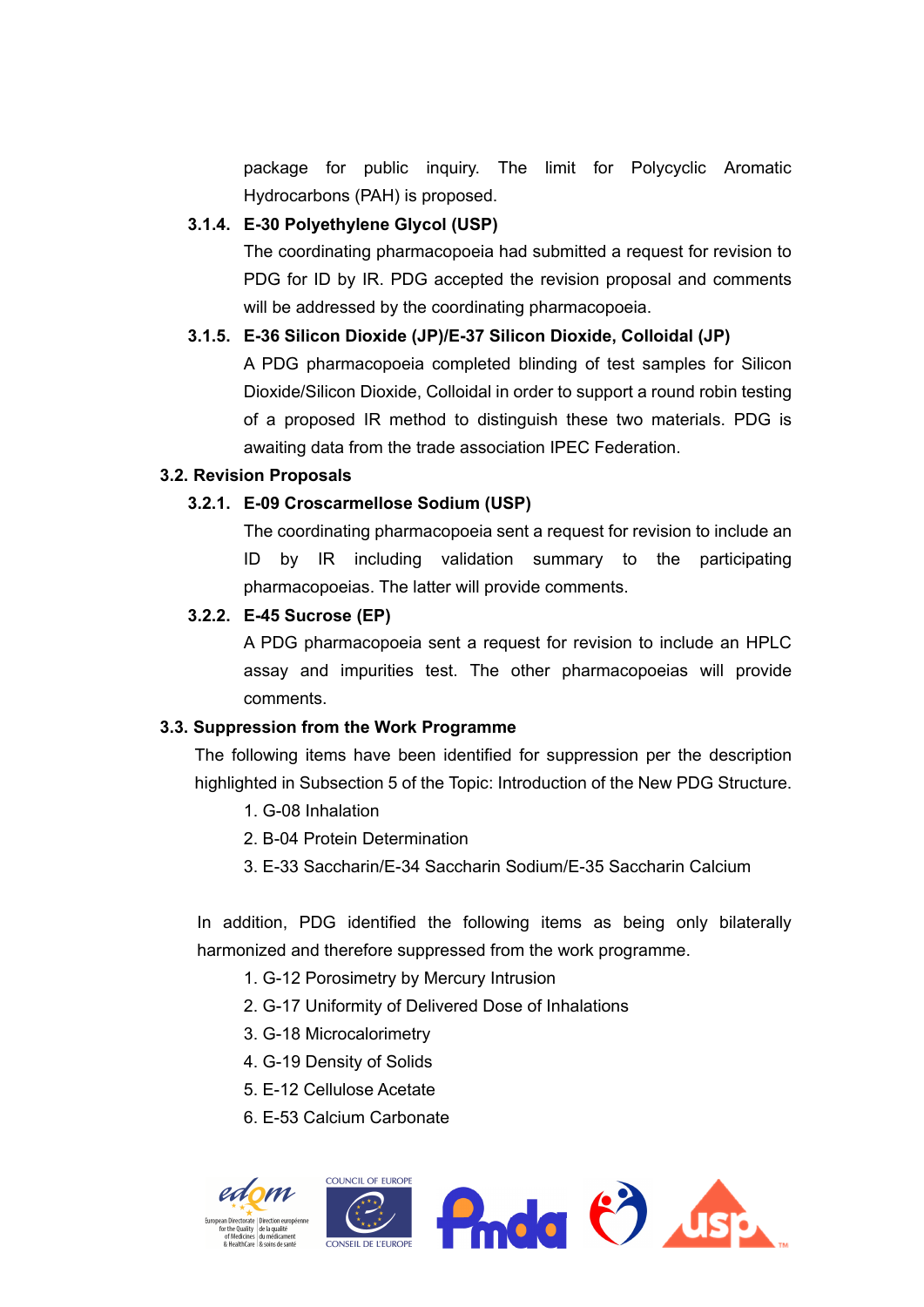package for public inquiry. The limit for Polycyclic Aromatic Hydrocarbons (PAH) is proposed.

**3.1.4. E-30 Polyethylene Glycol (USP)**

The coordinating pharmacopoeia had submitted a request for revision to PDG for ID by IR. PDG accepted the revision proposal and comments will be addressed by the coordinating pharmacopoeia.

**3.1.5. E-36 Silicon Dioxide (JP)/E-37 Silicon Dioxide, Colloidal (JP)**

A PDG pharmacopoeia completed blinding of test samples for Silicon Dioxide/Silicon Dioxide, Colloidal in order to support a round robin testing of a proposed IR method to distinguish these two materials. PDG is awaiting data from the trade association IPEC Federation.

### 3.2. Revision Proposals

**3.2.1. E-09 Croscarmellose Sodium (USP)**

The coordinating pharmacopoeia sent a request for revision to include an ID by IR including validation summary to the participating pharmacopoeias. The latter will provide comments.

**3.2.2. E-45 Sucrose (EP)**

A PDG pharmacopoeia sent a request for revision to include an HPLC assay and impurities test. The other pharmacopoeias will provide comments.

### 3.3. Suppression from the Work Programme

The following items have been identified for suppression per the description highlighted in Subsection 5 of the Topic: Introduction of the New PDG Structure.

1. G-08 Inhalation
2. B-04 Protein Determination
3. E-33 Saccharin/E-34 Saccharin Sodium/E-35 Saccharin Calcium

In addition, PDG identified the following items as being only bilaterally harmonized and therefore suppressed from the work programme.

1. G-12 Porosimetry by Mercury Intrusion
2. G-17 Uniformity of Delivered Dose of Inhalations
3. G-18 Microcalorimetry
4. G-19 Density of Solids
5. E-12 Cellulose Acetate
6. E-53 Calcium Carbonate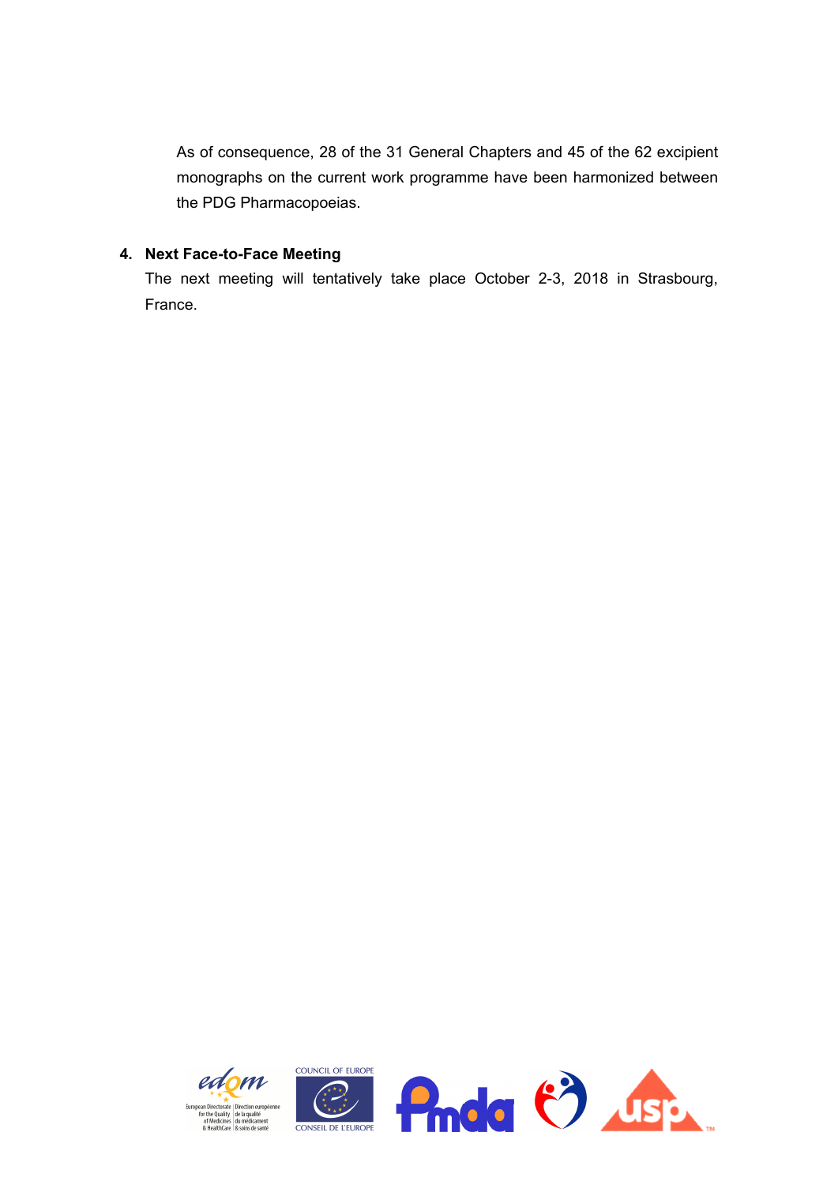As of consequence, 28 of the 31 General Chapters and 45 of the 62 excipient monographs on the current work programme have been harmonized between the PDG Pharmacopoeias.

4. **Next Face-to-Face Meeting**

   The next meeting will tentatively take place October 2-3, 2018 in Strasbourg, France.